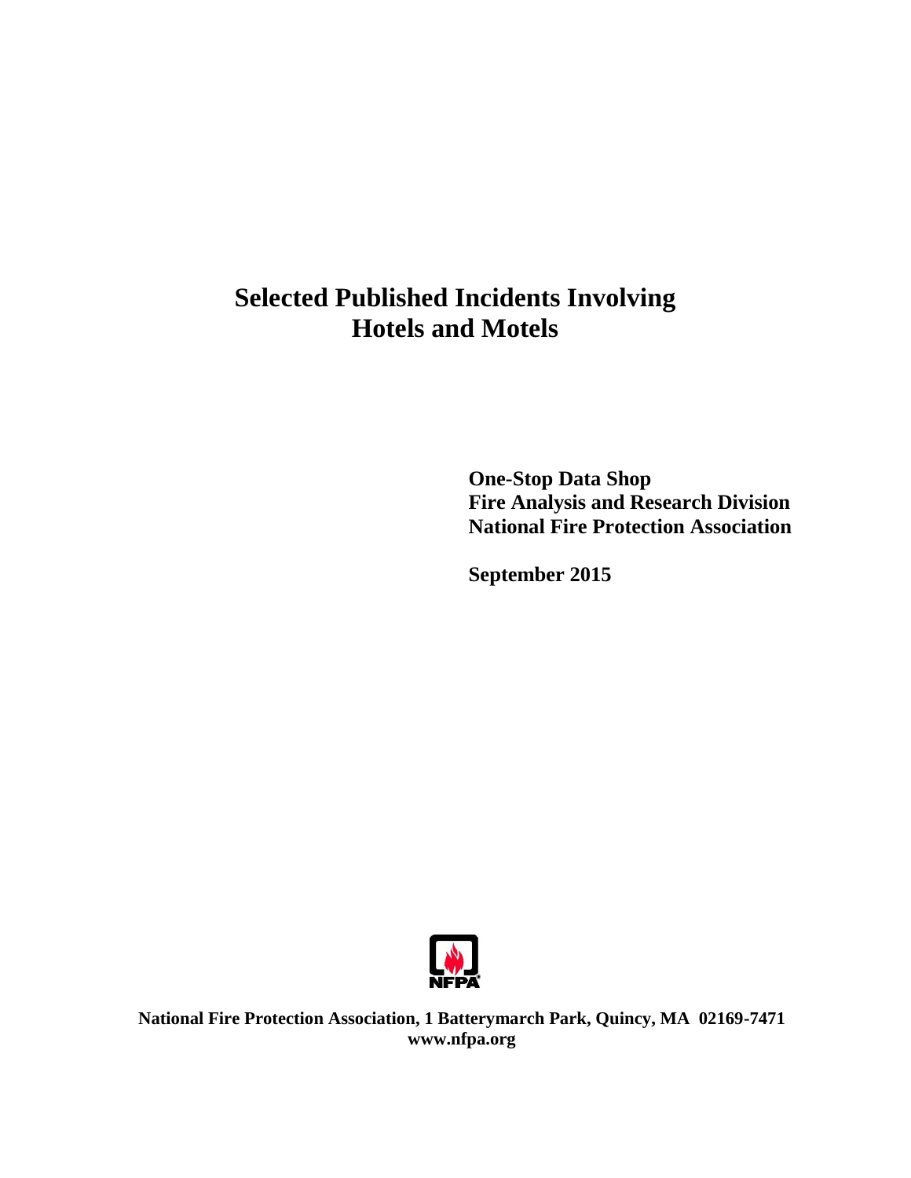# Selected Published Incidents Involving Hotels and Motels

**One-Stop Data Shop**
**Fire Analysis and Research Division**
**National Fire Protection Association**

**September 2015**

**National Fire Protection Association, 1 Batterymarch Park, Quincy, MA 02169-7471**
**www.nfpa.org**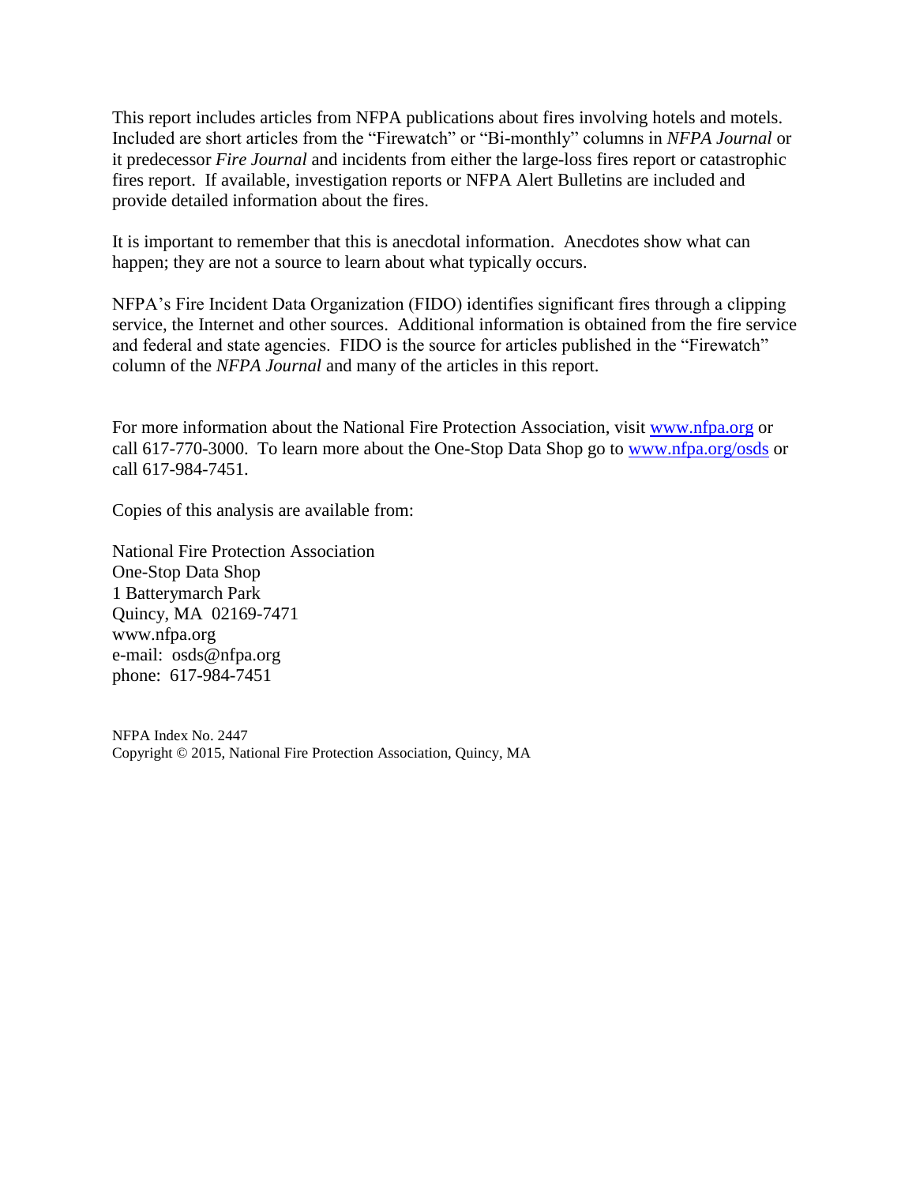This report includes articles from NFPA publications about fires involving hotels and motels. Included are short articles from the "Firewatch" or "Bi-monthly" columns in *NFPA Journal* or it predecessor *Fire Journal* and incidents from either the large-loss fires report or catastrophic fires report. If available, investigation reports or NFPA Alert Bulletins are included and provide detailed information about the fires.

It is important to remember that this is anecdotal information. Anecdotes show what can happen; they are not a source to learn about what typically occurs.

NFPA's Fire Incident Data Organization (FIDO) identifies significant fires through a clipping service, the Internet and other sources. Additional information is obtained from the fire service and federal and state agencies. FIDO is the source for articles published in the "Firewatch" column of the *NFPA Journal* and many of the articles in this report.

For more information about the National Fire Protection Association, visit [www.nfpa.org](www.nfpa.org) or call 617-770-3000. To learn more about the One-Stop Data Shop go to [www.nfpa.org/osds](www.nfpa.org/osds) or call 617-984-7451.

Copies of this analysis are available from:

National Fire Protection Association
One-Stop Data Shop
1 Batterymarch Park
Quincy, MA 02169-7471
www.nfpa.org
e-mail: osds@nfpa.org
phone: 617-984-7451

NFPA Index No. 2447
Copyright © 2015, National Fire Protection Association, Quincy, MA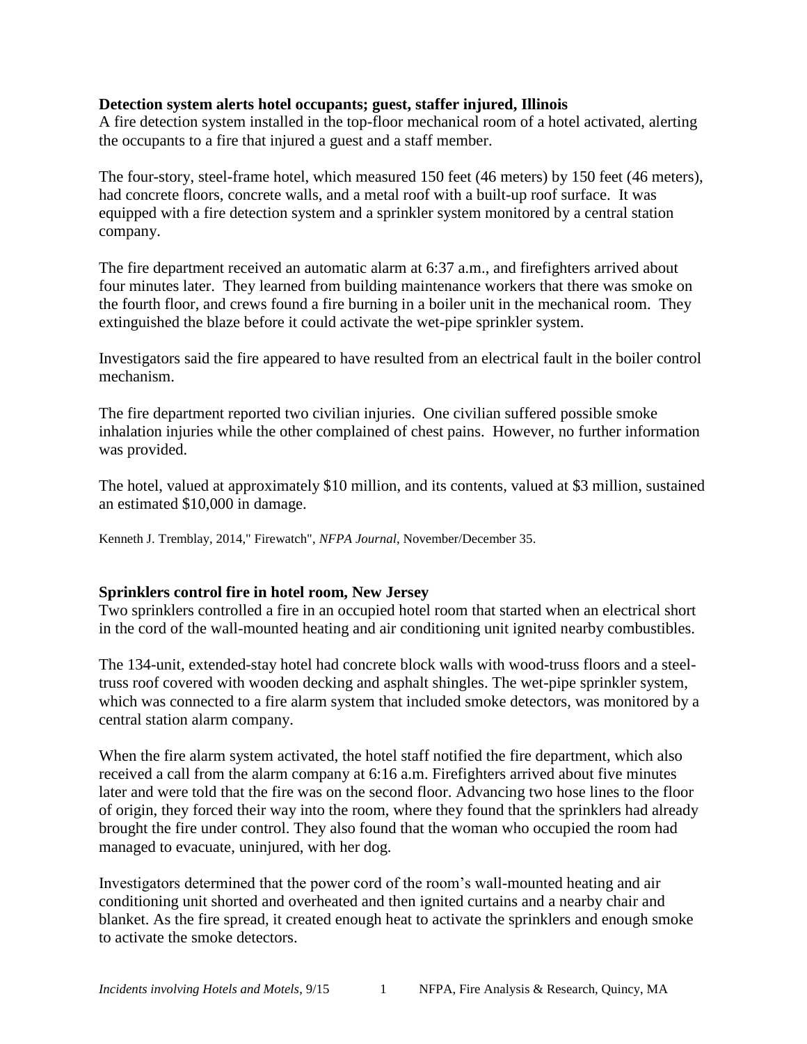**Detection system alerts hotel occupants; guest, staffer injured, Illinois**
A fire detection system installed in the top-floor mechanical room of a hotel activated, alerting the occupants to a fire that injured a guest and a staff member.

The four-story, steel-frame hotel, which measured 150 feet (46 meters) by 150 feet (46 meters), had concrete floors, concrete walls, and a metal roof with a built-up roof surface. It was equipped with a fire detection system and a sprinkler system monitored by a central station company.

The fire department received an automatic alarm at 6:37 a.m., and firefighters arrived about four minutes later. They learned from building maintenance workers that there was smoke on the fourth floor, and crews found a fire burning in a boiler unit in the mechanical room. They extinguished the blaze before it could activate the wet-pipe sprinkler system.

Investigators said the fire appeared to have resulted from an electrical fault in the boiler control mechanism.

The fire department reported two civilian injuries. One civilian suffered possible smoke inhalation injuries while the other complained of chest pains. However, no further information was provided.

The hotel, valued at approximately $10 million, and its contents, valued at $3 million, sustained an estimated $10,000 in damage.

Kenneth J. Tremblay, 2014," Firewatch", *NFPA Journal*, November/December 35.

**Sprinklers control fire in hotel room, New Jersey**
Two sprinklers controlled a fire in an occupied hotel room that started when an electrical short in the cord of the wall-mounted heating and air conditioning unit ignited nearby combustibles.

The 134-unit, extended-stay hotel had concrete block walls with wood-truss floors and a steel-truss roof covered with wooden decking and asphalt shingles. The wet-pipe sprinkler system, which was connected to a fire alarm system that included smoke detectors, was monitored by a central station alarm company.

When the fire alarm system activated, the hotel staff notified the fire department, which also received a call from the alarm company at 6:16 a.m. Firefighters arrived about five minutes later and were told that the fire was on the second floor. Advancing two hose lines to the floor of origin, they forced their way into the room, where they found that the sprinklers had already brought the fire under control. They also found that the woman who occupied the room had managed to evacuate, uninjured, with her dog.

Investigators determined that the power cord of the room's wall-mounted heating and air conditioning unit shorted and overheated and then ignited curtains and a nearby chair and blanket. As the fire spread, it created enough heat to activate the sprinklers and enough smoke to activate the smoke detectors.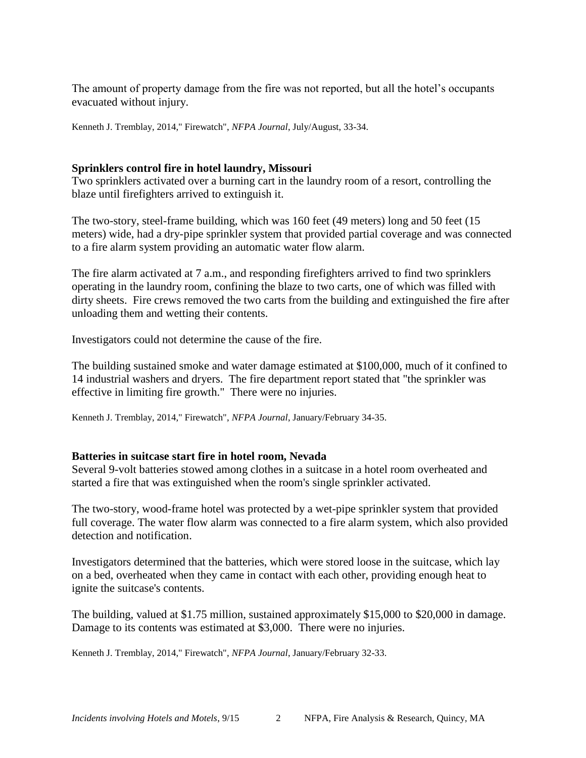The amount of property damage from the fire was not reported, but all the hotel's occupants evacuated without injury.

Kenneth J. Tremblay, 2014," Firewatch", *NFPA Journal*, July/August, 33-34.

**Sprinklers control fire in hotel laundry, Missouri**

Two sprinklers activated over a burning cart in the laundry room of a resort, controlling the blaze until firefighters arrived to extinguish it.

The two-story, steel-frame building, which was 160 feet (49 meters) long and 50 feet (15 meters) wide, had a dry-pipe sprinkler system that provided partial coverage and was connected to a fire alarm system providing an automatic water flow alarm.

The fire alarm activated at 7 a.m., and responding firefighters arrived to find two sprinklers operating in the laundry room, confining the blaze to two carts, one of which was filled with dirty sheets. Fire crews removed the two carts from the building and extinguished the fire after unloading them and wetting their contents.

Investigators could not determine the cause of the fire.

The building sustained smoke and water damage estimated at $100,000, much of it confined to 14 industrial washers and dryers. The fire department report stated that "the sprinkler was effective in limiting fire growth." There were no injuries.

Kenneth J. Tremblay, 2014," Firewatch", *NFPA Journal*, January/February 34-35.

**Batteries in suitcase start fire in hotel room, Nevada**

Several 9-volt batteries stowed among clothes in a suitcase in a hotel room overheated and started a fire that was extinguished when the room's single sprinkler activated.

The two-story, wood-frame hotel was protected by a wet-pipe sprinkler system that provided full coverage. The water flow alarm was connected to a fire alarm system, which also provided detection and notification.

Investigators determined that the batteries, which were stored loose in the suitcase, which lay on a bed, overheated when they came in contact with each other, providing enough heat to ignite the suitcase's contents.

The building, valued at $1.75 million, sustained approximately $15,000 to $20,000 in damage. Damage to its contents was estimated at $3,000. There were no injuries.

Kenneth J. Tremblay, 2014," Firewatch", *NFPA Journal*, January/February 32-33.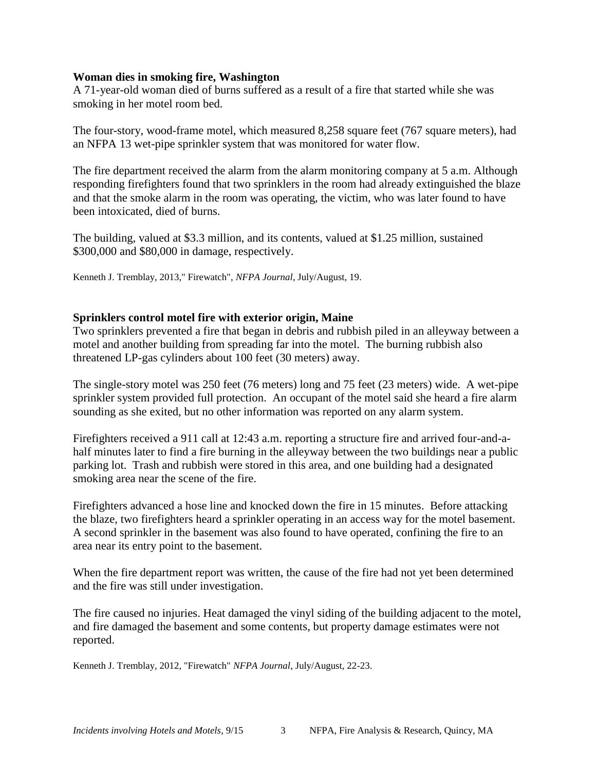**Woman dies in smoking fire, Washington**

A 71-year-old woman died of burns suffered as a result of a fire that started while she was smoking in her motel room bed.

The four-story, wood-frame motel, which measured 8,258 square feet (767 square meters), had an NFPA 13 wet-pipe sprinkler system that was monitored for water flow.

The fire department received the alarm from the alarm monitoring company at 5 a.m. Although responding firefighters found that two sprinklers in the room had already extinguished the blaze and that the smoke alarm in the room was operating, the victim, who was later found to have been intoxicated, died of burns.

The building, valued at $3.3 million, and its contents, valued at $1.25 million, sustained $300,000 and $80,000 in damage, respectively.

Kenneth J. Tremblay, 2013," Firewatch", *NFPA Journal*, July/August, 19.

**Sprinklers control motel fire with exterior origin, Maine**

Two sprinklers prevented a fire that began in debris and rubbish piled in an alleyway between a motel and another building from spreading far into the motel. The burning rubbish also threatened LP-gas cylinders about 100 feet (30 meters) away.

The single-story motel was 250 feet (76 meters) long and 75 feet (23 meters) wide. A wet-pipe sprinkler system provided full protection. An occupant of the motel said she heard a fire alarm sounding as she exited, but no other information was reported on any alarm system.

Firefighters received a 911 call at 12:43 a.m. reporting a structure fire and arrived four-and-a-half minutes later to find a fire burning in the alleyway between the two buildings near a public parking lot. Trash and rubbish were stored in this area, and one building had a designated smoking area near the scene of the fire.

Firefighters advanced a hose line and knocked down the fire in 15 minutes. Before attacking the blaze, two firefighters heard a sprinkler operating in an access way for the motel basement. A second sprinkler in the basement was also found to have operated, confining the fire to an area near its entry point to the basement.

When the fire department report was written, the cause of the fire had not yet been determined and the fire was still under investigation.

The fire caused no injuries. Heat damaged the vinyl siding of the building adjacent to the motel, and fire damaged the basement and some contents, but property damage estimates were not reported.

Kenneth J. Tremblay, 2012, "Firewatch" *NFPA Journal*, July/August, 22-23.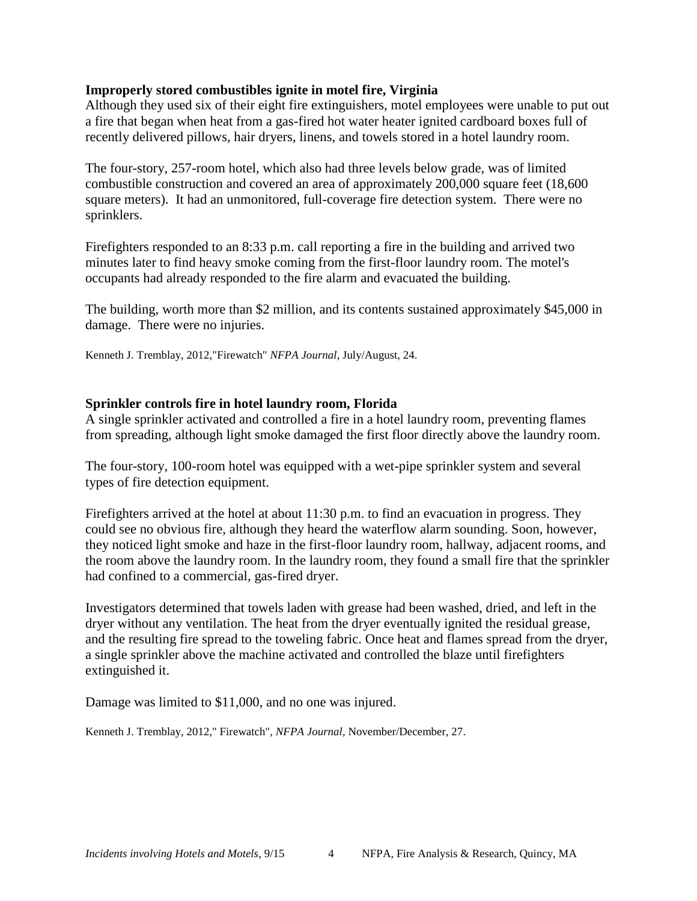**Improperly stored combustibles ignite in motel fire, Virginia**

Although they used six of their eight fire extinguishers, motel employees were unable to put out a fire that began when heat from a gas-fired hot water heater ignited cardboard boxes full of recently delivered pillows, hair dryers, linens, and towels stored in a hotel laundry room.

The four-story, 257-room hotel, which also had three levels below grade, was of limited combustible construction and covered an area of approximately 200,000 square feet (18,600 square meters). It had an unmonitored, full-coverage fire detection system. There were no sprinklers.

Firefighters responded to an 8:33 p.m. call reporting a fire in the building and arrived two minutes later to find heavy smoke coming from the first-floor laundry room. The motel's occupants had already responded to the fire alarm and evacuated the building.

The building, worth more than $2 million, and its contents sustained approximately $45,000 in damage. There were no injuries.

Kenneth J. Tremblay, 2012,"Firewatch" *NFPA Journal*, July/August, 24.

**Sprinkler controls fire in hotel laundry room, Florida**

A single sprinkler activated and controlled a fire in a hotel laundry room, preventing flames from spreading, although light smoke damaged the first floor directly above the laundry room.

The four-story, 100-room hotel was equipped with a wet-pipe sprinkler system and several types of fire detection equipment.

Firefighters arrived at the hotel at about 11:30 p.m. to find an evacuation in progress. They could see no obvious fire, although they heard the waterflow alarm sounding. Soon, however, they noticed light smoke and haze in the first-floor laundry room, hallway, adjacent rooms, and the room above the laundry room. In the laundry room, they found a small fire that the sprinkler had confined to a commercial, gas-fired dryer.

Investigators determined that towels laden with grease had been washed, dried, and left in the dryer without any ventilation. The heat from the dryer eventually ignited the residual grease, and the resulting fire spread to the toweling fabric. Once heat and flames spread from the dryer, a single sprinkler above the machine activated and controlled the blaze until firefighters extinguished it.

Damage was limited to $11,000, and no one was injured.

Kenneth J. Tremblay, 2012," Firewatch", *NFPA Journal*, November/December, 27.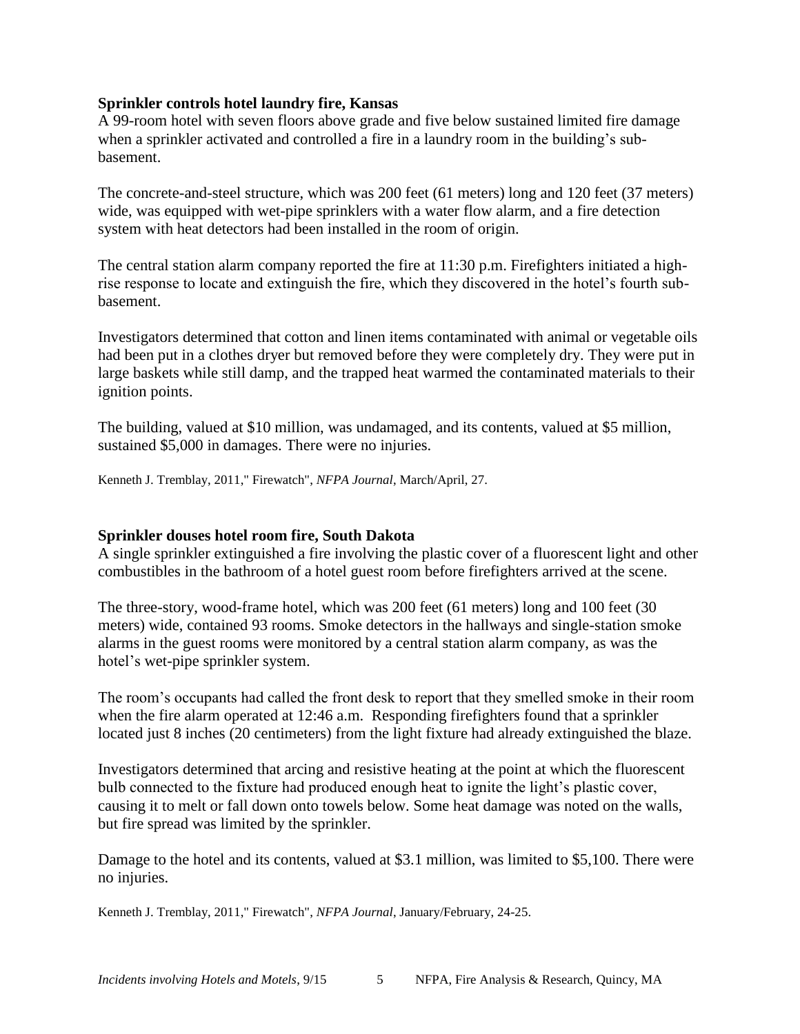**Sprinkler controls hotel laundry fire, Kansas**

A 99-room hotel with seven floors above grade and five below sustained limited fire damage when a sprinkler activated and controlled a fire in a laundry room in the building's sub-basement.

The concrete-and-steel structure, which was 200 feet (61 meters) long and 120 feet (37 meters) wide, was equipped with wet-pipe sprinklers with a water flow alarm, and a fire detection system with heat detectors had been installed in the room of origin.

The central station alarm company reported the fire at 11:30 p.m. Firefighters initiated a high-rise response to locate and extinguish the fire, which they discovered in the hotel's fourth sub-basement.

Investigators determined that cotton and linen items contaminated with animal or vegetable oils had been put in a clothes dryer but removed before they were completely dry. They were put in large baskets while still damp, and the trapped heat warmed the contaminated materials to their ignition points.

The building, valued at $10 million, was undamaged, and its contents, valued at $5 million, sustained $5,000 in damages. There were no injuries.

Kenneth J. Tremblay, 2011," Firewatch", *NFPA Journal*, March/April, 27.

**Sprinkler douses hotel room fire, South Dakota**

A single sprinkler extinguished a fire involving the plastic cover of a fluorescent light and other combustibles in the bathroom of a hotel guest room before firefighters arrived at the scene.

The three-story, wood-frame hotel, which was 200 feet (61 meters) long and 100 feet (30 meters) wide, contained 93 rooms. Smoke detectors in the hallways and single-station smoke alarms in the guest rooms were monitored by a central station alarm company, as was the hotel's wet-pipe sprinkler system.

The room's occupants had called the front desk to report that they smelled smoke in their room when the fire alarm operated at 12:46 a.m. Responding firefighters found that a sprinkler located just 8 inches (20 centimeters) from the light fixture had already extinguished the blaze.

Investigators determined that arcing and resistive heating at the point at which the fluorescent bulb connected to the fixture had produced enough heat to ignite the light's plastic cover, causing it to melt or fall down onto towels below. Some heat damage was noted on the walls, but fire spread was limited by the sprinkler.

Damage to the hotel and its contents, valued at $3.1 million, was limited to $5,100. There were no injuries.

Kenneth J. Tremblay, 2011," Firewatch", *NFPA Journal*, January/February, 24-25.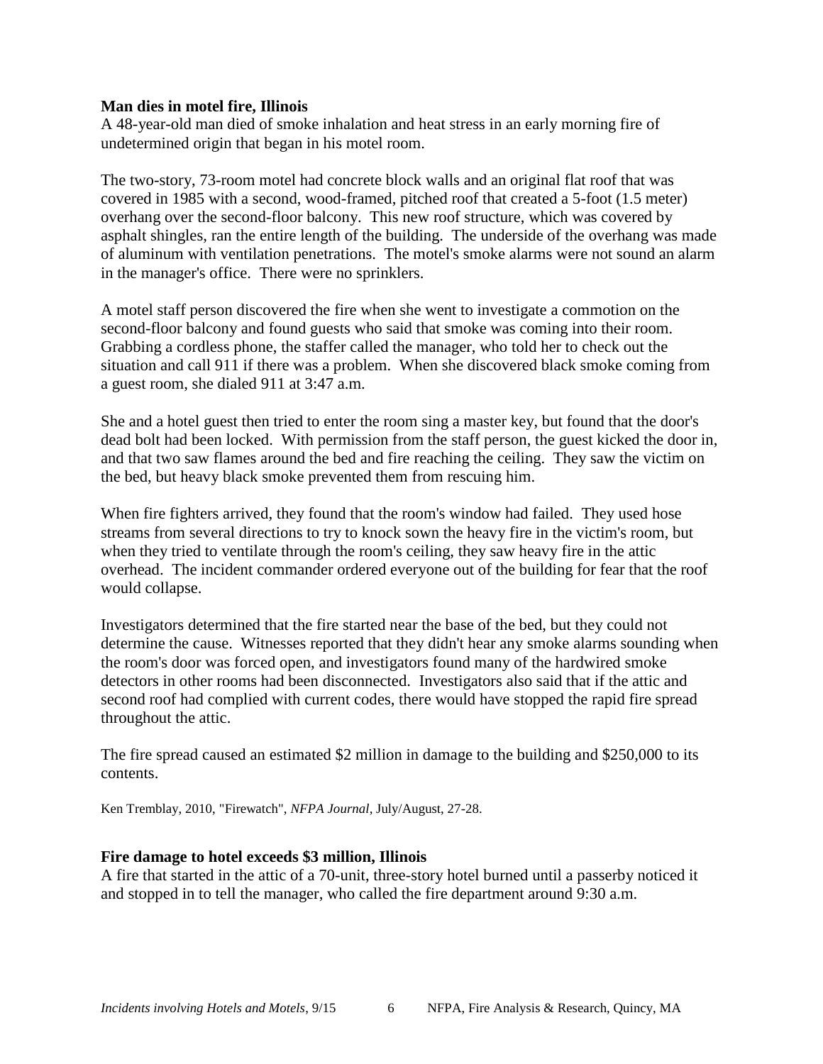**Man dies in motel fire, Illinois**

A 48-year-old man died of smoke inhalation and heat stress in an early morning fire of undetermined origin that began in his motel room.

The two-story, 73-room motel had concrete block walls and an original flat roof that was covered in 1985 with a second, wood-framed, pitched roof that created a 5-foot (1.5 meter) overhang over the second-floor balcony. This new roof structure, which was covered by asphalt shingles, ran the entire length of the building. The underside of the overhang was made of aluminum with ventilation penetrations. The motel's smoke alarms were not sound an alarm in the manager's office. There were no sprinklers.

A motel staff person discovered the fire when she went to investigate a commotion on the second-floor balcony and found guests who said that smoke was coming into their room. Grabbing a cordless phone, the staffer called the manager, who told her to check out the situation and call 911 if there was a problem. When she discovered black smoke coming from a guest room, she dialed 911 at 3:47 a.m.

She and a hotel guest then tried to enter the room sing a master key, but found that the door's dead bolt had been locked. With permission from the staff person, the guest kicked the door in, and that two saw flames around the bed and fire reaching the ceiling. They saw the victim on the bed, but heavy black smoke prevented them from rescuing him.

When fire fighters arrived, they found that the room's window had failed. They used hose streams from several directions to try to knock sown the heavy fire in the victim's room, but when they tried to ventilate through the room's ceiling, they saw heavy fire in the attic overhead. The incident commander ordered everyone out of the building for fear that the roof would collapse.

Investigators determined that the fire started near the base of the bed, but they could not determine the cause. Witnesses reported that they didn't hear any smoke alarms sounding when the room's door was forced open, and investigators found many of the hardwired smoke detectors in other rooms had been disconnected. Investigators also said that if the attic and second roof had complied with current codes, there would have stopped the rapid fire spread throughout the attic.

The fire spread caused an estimated $2 million in damage to the building and $250,000 to its contents.

Ken Tremblay, 2010, "Firewatch", *NFPA Journal*, July/August, 27-28.

**Fire damage to hotel exceeds $3 million, Illinois**

A fire that started in the attic of a 70-unit, three-story hotel burned until a passerby noticed it and stopped in to tell the manager, who called the fire department around 9:30 a.m.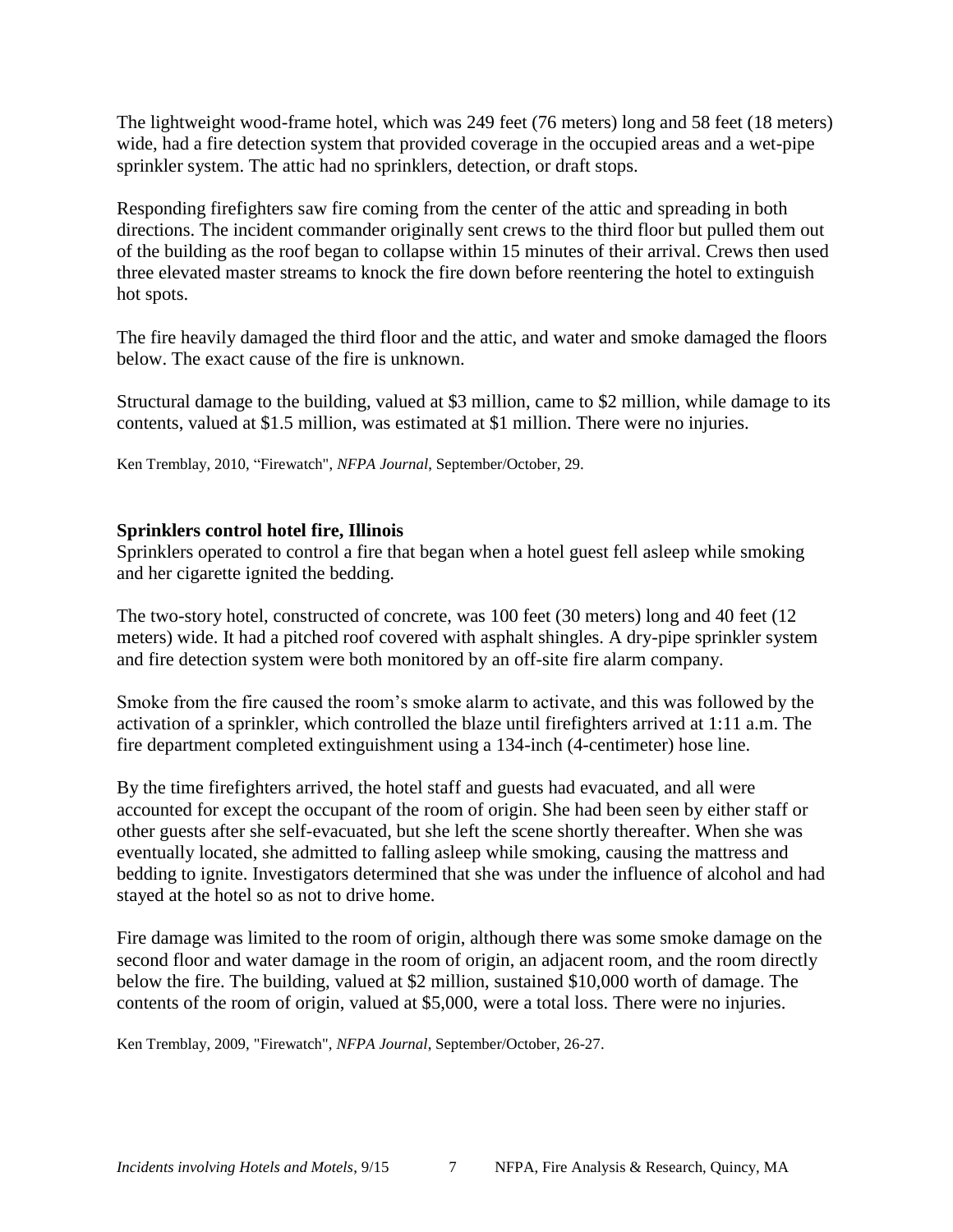The lightweight wood-frame hotel, which was 249 feet (76 meters) long and 58 feet (18 meters) wide, had a fire detection system that provided coverage in the occupied areas and a wet-pipe sprinkler system. The attic had no sprinklers, detection, or draft stops.

Responding firefighters saw fire coming from the center of the attic and spreading in both directions. The incident commander originally sent crews to the third floor but pulled them out of the building as the roof began to collapse within 15 minutes of their arrival. Crews then used three elevated master streams to knock the fire down before reentering the hotel to extinguish hot spots.

The fire heavily damaged the third floor and the attic, and water and smoke damaged the floors below. The exact cause of the fire is unknown.

Structural damage to the building, valued at $3 million, came to $2 million, while damage to its contents, valued at $1.5 million, was estimated at $1 million. There were no injuries.

Ken Tremblay, 2010, "Firewatch", *NFPA Journal*, September/October, 29.

**Sprinklers control hotel fire, Illinois**

Sprinklers operated to control a fire that began when a hotel guest fell asleep while smoking and her cigarette ignited the bedding.

The two-story hotel, constructed of concrete, was 100 feet (30 meters) long and 40 feet (12 meters) wide. It had a pitched roof covered with asphalt shingles. A dry-pipe sprinkler system and fire detection system were both monitored by an off-site fire alarm company.

Smoke from the fire caused the room's smoke alarm to activate, and this was followed by the activation of a sprinkler, which controlled the blaze until firefighters arrived at 1:11 a.m. The fire department completed extinguishment using a 134-inch (4-centimeter) hose line.

By the time firefighters arrived, the hotel staff and guests had evacuated, and all were accounted for except the occupant of the room of origin. She had been seen by either staff or other guests after she self-evacuated, but she left the scene shortly thereafter. When she was eventually located, she admitted to falling asleep while smoking, causing the mattress and bedding to ignite. Investigators determined that she was under the influence of alcohol and had stayed at the hotel so as not to drive home.

Fire damage was limited to the room of origin, although there was some smoke damage on the second floor and water damage in the room of origin, an adjacent room, and the room directly below the fire. The building, valued at $2 million, sustained $10,000 worth of damage. The contents of the room of origin, valued at $5,000, were a total loss. There were no injuries.

Ken Tremblay, 2009, "Firewatch", *NFPA Journal*, September/October, 26-27.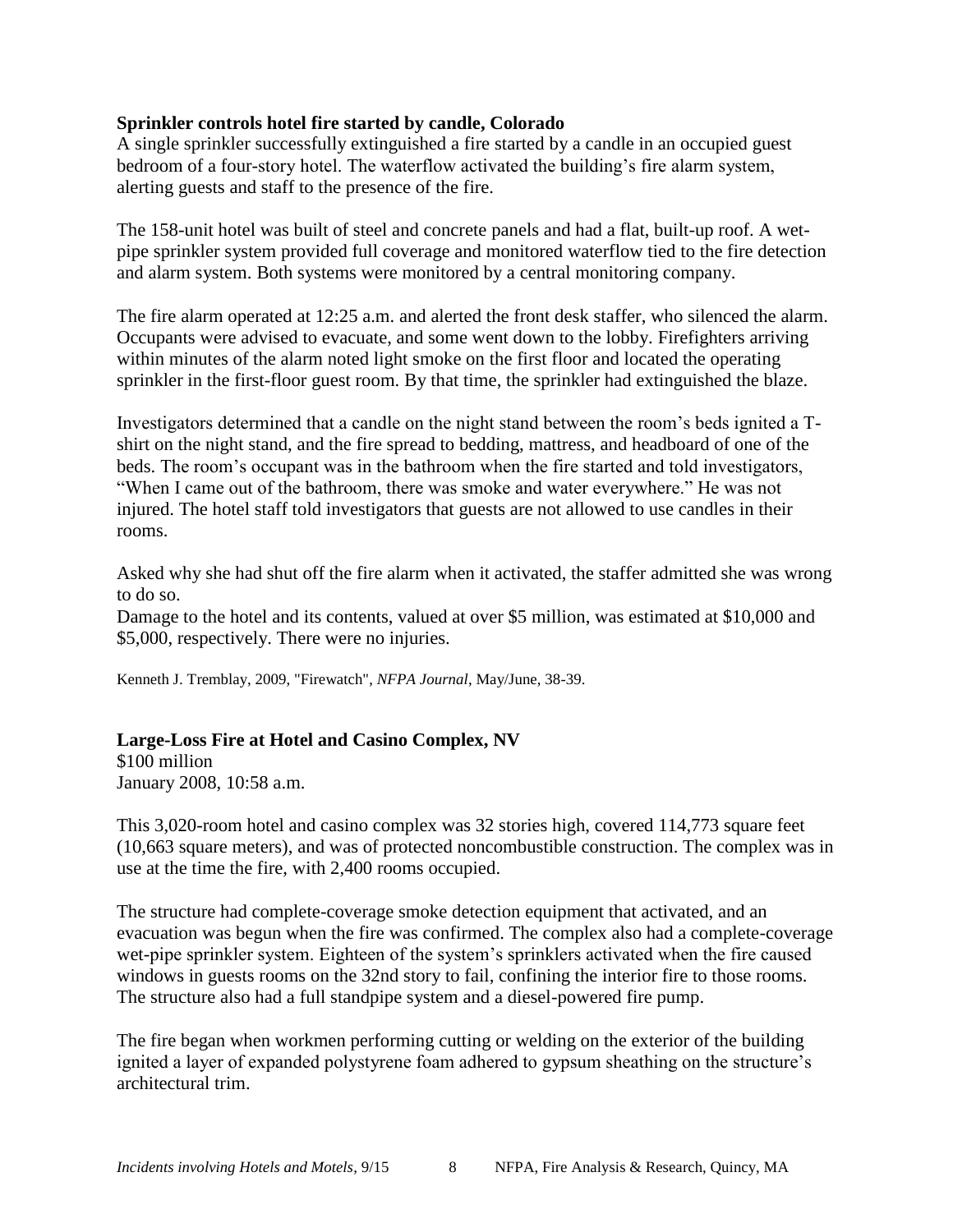**Sprinkler controls hotel fire started by candle, Colorado**

A single sprinkler successfully extinguished a fire started by a candle in an occupied guest bedroom of a four-story hotel. The waterflow activated the building's fire alarm system, alerting guests and staff to the presence of the fire.

The 158-unit hotel was built of steel and concrete panels and had a flat, built-up roof. A wet-pipe sprinkler system provided full coverage and monitored waterflow tied to the fire detection and alarm system. Both systems were monitored by a central monitoring company.

The fire alarm operated at 12:25 a.m. and alerted the front desk staffer, who silenced the alarm. Occupants were advised to evacuate, and some went down to the lobby. Firefighters arriving within minutes of the alarm noted light smoke on the first floor and located the operating sprinkler in the first-floor guest room. By that time, the sprinkler had extinguished the blaze.

Investigators determined that a candle on the night stand between the room's beds ignited a T-shirt on the night stand, and the fire spread to bedding, mattress, and headboard of one of the beds. The room's occupant was in the bathroom when the fire started and told investigators, "When I came out of the bathroom, there was smoke and water everywhere." He was not injured. The hotel staff told investigators that guests are not allowed to use candles in their rooms.

Asked why she had shut off the fire alarm when it activated, the staffer admitted she was wrong to do so.

Damage to the hotel and its contents, valued at over $5 million, was estimated at $10,000 and $5,000, respectively. There were no injuries.

Kenneth J. Tremblay, 2009, "Firewatch", *NFPA Journal*, May/June, 38-39.

**Large-Loss Fire at Hotel and Casino Complex, NV**

$100 million

January 2008, 10:58 a.m.

This 3,020-room hotel and casino complex was 32 stories high, covered 114,773 square feet (10,663 square meters), and was of protected noncombustible construction. The complex was in use at the time the fire, with 2,400 rooms occupied.

The structure had complete-coverage smoke detection equipment that activated, and an evacuation was begun when the fire was confirmed. The complex also had a complete-coverage wet-pipe sprinkler system. Eighteen of the system's sprinklers activated when the fire caused windows in guests rooms on the 32nd story to fail, confining the interior fire to those rooms. The structure also had a full standpipe system and a diesel-powered fire pump.

The fire began when workmen performing cutting or welding on the exterior of the building ignited a layer of expanded polystyrene foam adhered to gypsum sheathing on the structure's architectural trim.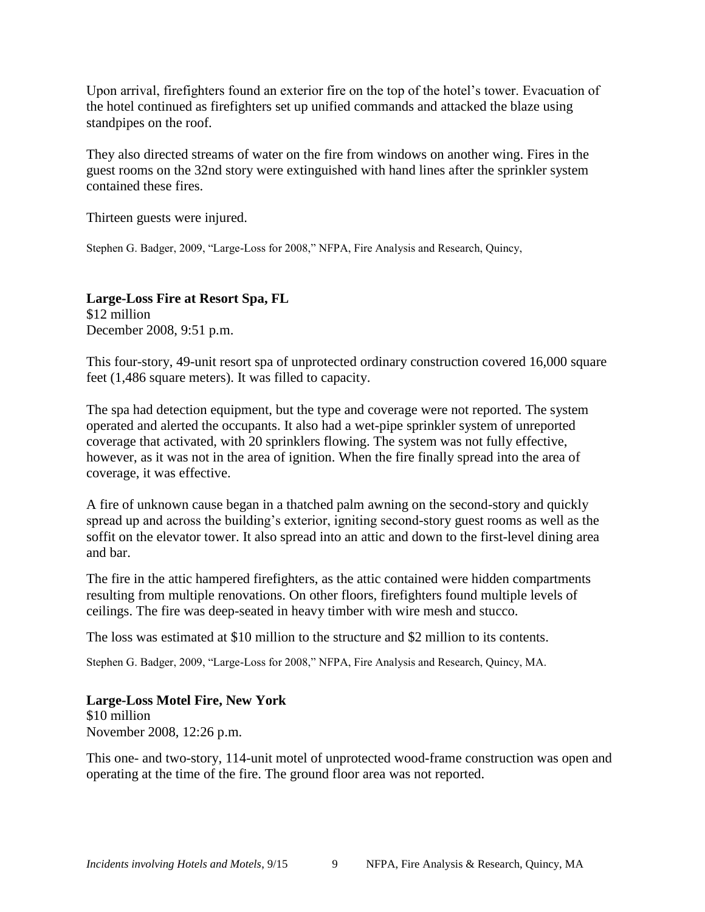Upon arrival, firefighters found an exterior fire on the top of the hotel's tower. Evacuation of the hotel continued as firefighters set up unified commands and attacked the blaze using standpipes on the roof.

They also directed streams of water on the fire from windows on another wing. Fires in the guest rooms on the 32nd story were extinguished with hand lines after the sprinkler system contained these fires.

Thirteen guests were injured.

Stephen G. Badger, 2009, "Large-Loss for 2008," NFPA, Fire Analysis and Research, Quincy,

**Large-Loss Fire at Resort Spa, FL**
$12 million
December 2008, 9:51 p.m.

This four-story, 49-unit resort spa of unprotected ordinary construction covered 16,000 square feet (1,486 square meters). It was filled to capacity.

The spa had detection equipment, but the type and coverage were not reported. The system operated and alerted the occupants. It also had a wet-pipe sprinkler system of unreported coverage that activated, with 20 sprinklers flowing. The system was not fully effective, however, as it was not in the area of ignition. When the fire finally spread into the area of coverage, it was effective.

A fire of unknown cause began in a thatched palm awning on the second-story and quickly spread up and across the building's exterior, igniting second-story guest rooms as well as the soffit on the elevator tower. It also spread into an attic and down to the first-level dining area and bar.

The fire in the attic hampered firefighters, as the attic contained were hidden compartments resulting from multiple renovations. On other floors, firefighters found multiple levels of ceilings. The fire was deep-seated in heavy timber with wire mesh and stucco.

The loss was estimated at $10 million to the structure and $2 million to its contents.

Stephen G. Badger, 2009, "Large-Loss for 2008," NFPA, Fire Analysis and Research, Quincy, MA.

**Large-Loss Motel Fire, New York**
$10 million
November 2008, 12:26 p.m.

This one- and two-story, 114-unit motel of unprotected wood-frame construction was open and operating at the time of the fire. The ground floor area was not reported.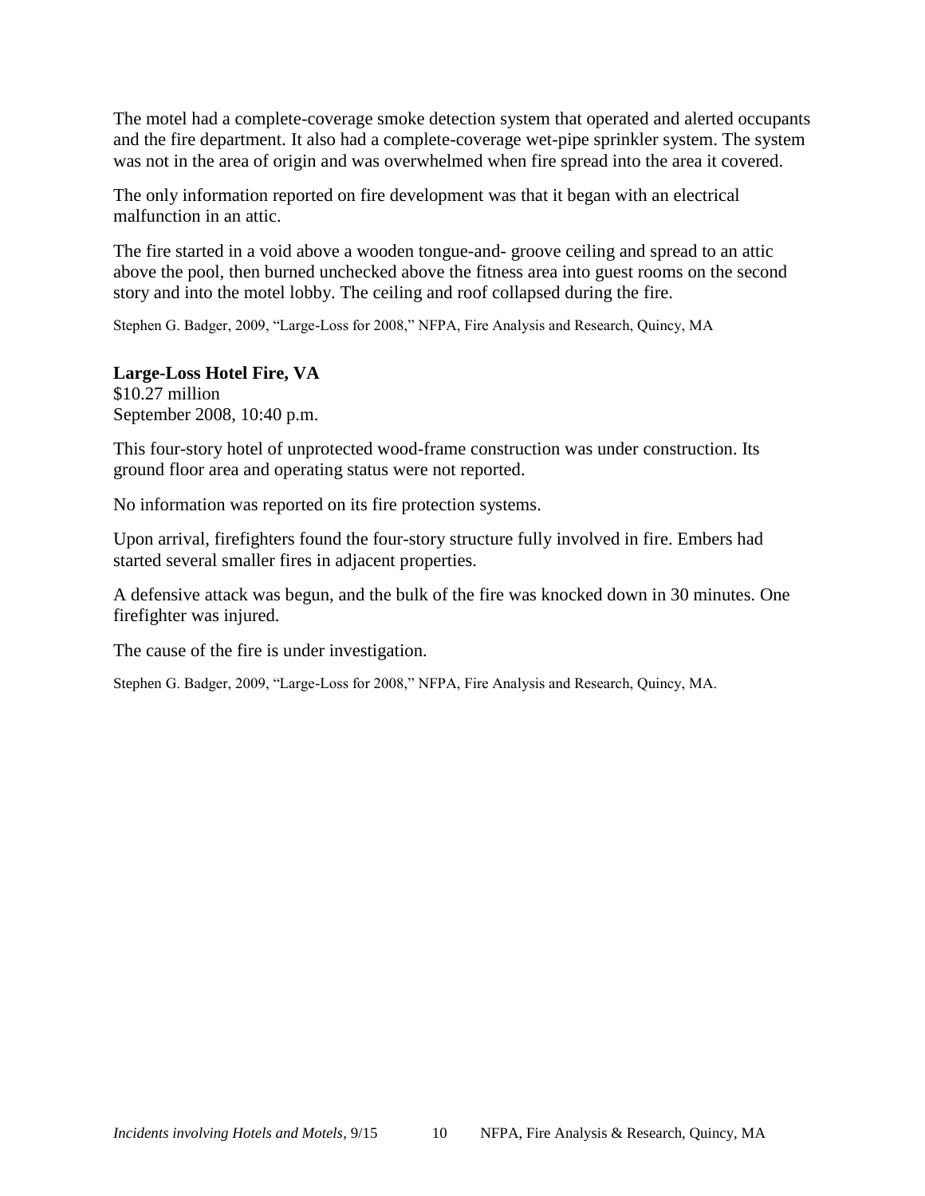The motel had a complete-coverage smoke detection system that operated and alerted occupants and the fire department. It also had a complete-coverage wet-pipe sprinkler system. The system was not in the area of origin and was overwhelmed when fire spread into the area it covered.

The only information reported on fire development was that it began with an electrical malfunction in an attic.

The fire started in a void above a wooden tongue-and- groove ceiling and spread to an attic above the pool, then burned unchecked above the fitness area into guest rooms on the second story and into the motel lobby. The ceiling and roof collapsed during the fire.

Stephen G. Badger, 2009, "Large-Loss for 2008," NFPA, Fire Analysis and Research, Quincy, MA

**Large-Loss Hotel Fire, VA**
$10.27 million
September 2008, 10:40 p.m.

This four-story hotel of unprotected wood-frame construction was under construction. Its ground floor area and operating status were not reported.

No information was reported on its fire protection systems.

Upon arrival, firefighters found the four-story structure fully involved in fire. Embers had started several smaller fires in adjacent properties.

A defensive attack was begun, and the bulk of the fire was knocked down in 30 minutes. One firefighter was injured.

The cause of the fire is under investigation.

Stephen G. Badger, 2009, "Large-Loss for 2008," NFPA, Fire Analysis and Research, Quincy, MA.